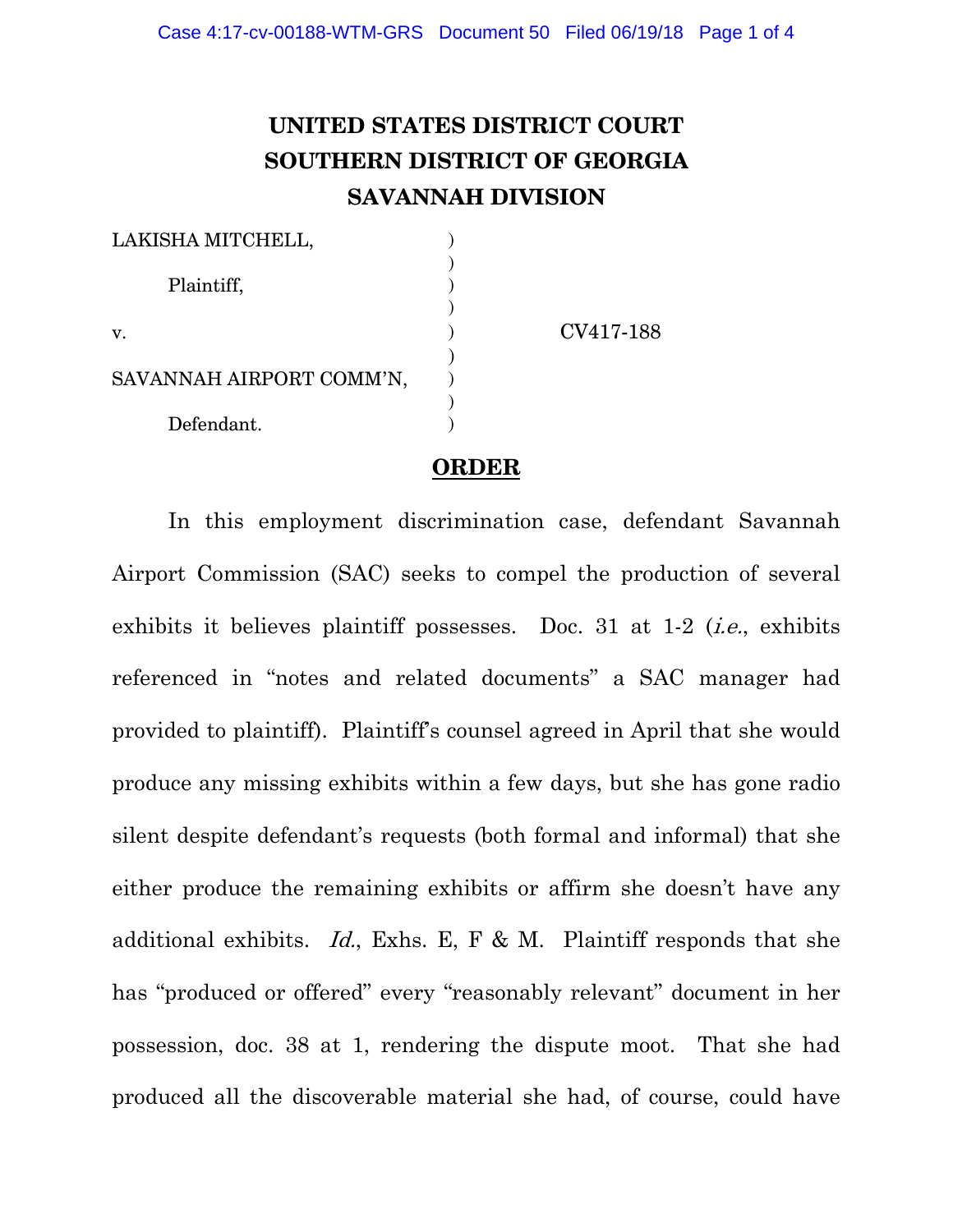# UNITED STATES DISTRICT COURT
# SOUTHERN DISTRICT OF GEORGIA
# SAVANNAH DIVISION

| | | |
|---|---|---|
| LAKISHA MITCHELL, | ) | |
| | ) | |
| Plaintiff, | ) | |
| | ) | |
| v. | ) | CV417-188 |
| | ) | |
| SAVANNAH AIRPORT COMM'N, | ) | |
| | ) | |
| Defendant. | ) | |

## ORDER

In this employment discrimination case, defendant Savannah Airport Commission (SAC) seeks to compel the production of several exhibits it believes plaintiff possesses. Doc. 31 at 1-2 (*i.e.*, exhibits referenced in "notes and related documents" a SAC manager had provided to plaintiff). Plaintiff's counsel agreed in April that she would produce any missing exhibits within a few days, but she has gone radio silent despite defendant's requests (both formal and informal) that she either produce the remaining exhibits or affirm she doesn't have any additional exhibits. *Id.*, Exhs. E, F & M. Plaintiff responds that she has "produced or offered" every "reasonably relevant" document in her possession, doc. 38 at 1, rendering the dispute moot. That she had produced all the discoverable material she had, of course, could have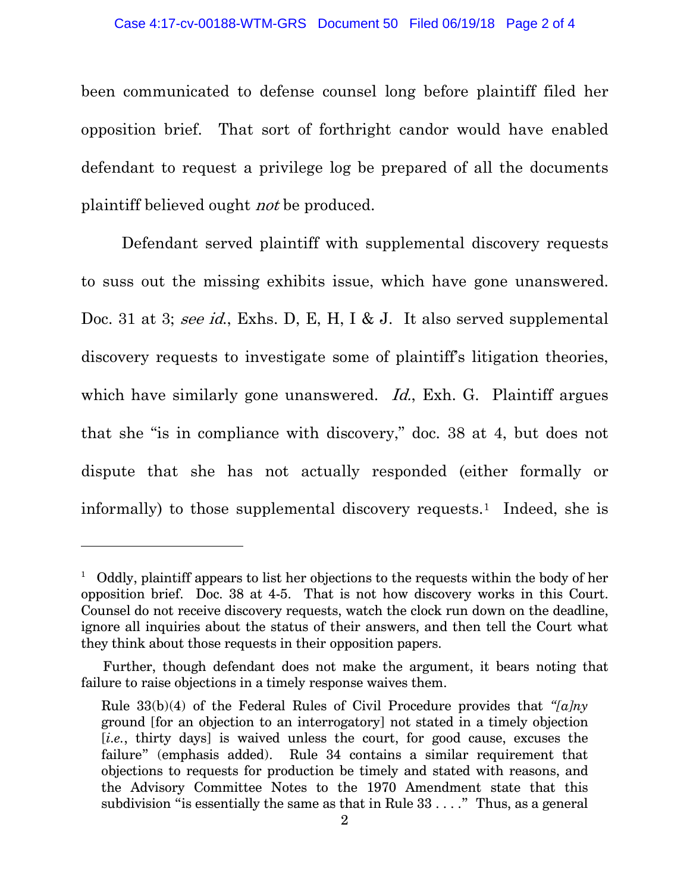been communicated to defense counsel long before plaintiff filed her opposition brief. That sort of forthright candor would have enabled defendant to request a privilege log be prepared of all the documents plaintiff believed ought *not* be produced.

Defendant served plaintiff with supplemental discovery requests to suss out the missing exhibits issue, which have gone unanswered. Doc. 31 at 3; *see id.*, Exhs. D, E, H, I & J. It also served supplemental discovery requests to investigate some of plaintiff's litigation theories, which have similarly gone unanswered. *Id.*, Exh. G. Plaintiff argues that she "is in compliance with discovery," doc. 38 at 4, but does not dispute that she has not actually responded (either formally or informally) to those supplemental discovery requests.[1] Indeed, she is

---

[1] Oddly, plaintiff appears to list her objections to the requests within the body of her opposition brief. Doc. 38 at 4-5. That is not how discovery works in this Court. Counsel do not receive discovery requests, watch the clock run down on the deadline, ignore all inquiries about the status of their answers, and then tell the Court what they think about those requests in their opposition papers.

Further, though defendant does not make the argument, it bears noting that failure to raise objections in a timely response waives them.

> Rule 33(b)(4) of the Federal Rules of Civil Procedure provides that *"[a]ny* ground [for an objection to an interrogatory] not stated in a timely objection [*i.e.*, thirty days] is waived unless the court, for good cause, excuses the failure" (emphasis added). Rule 34 contains a similar requirement that objections to requests for production be timely and stated with reasons, and the Advisory Committee Notes to the 1970 Amendment state that this subdivision "is essentially the same as that in Rule 33 . . . ." Thus, as a general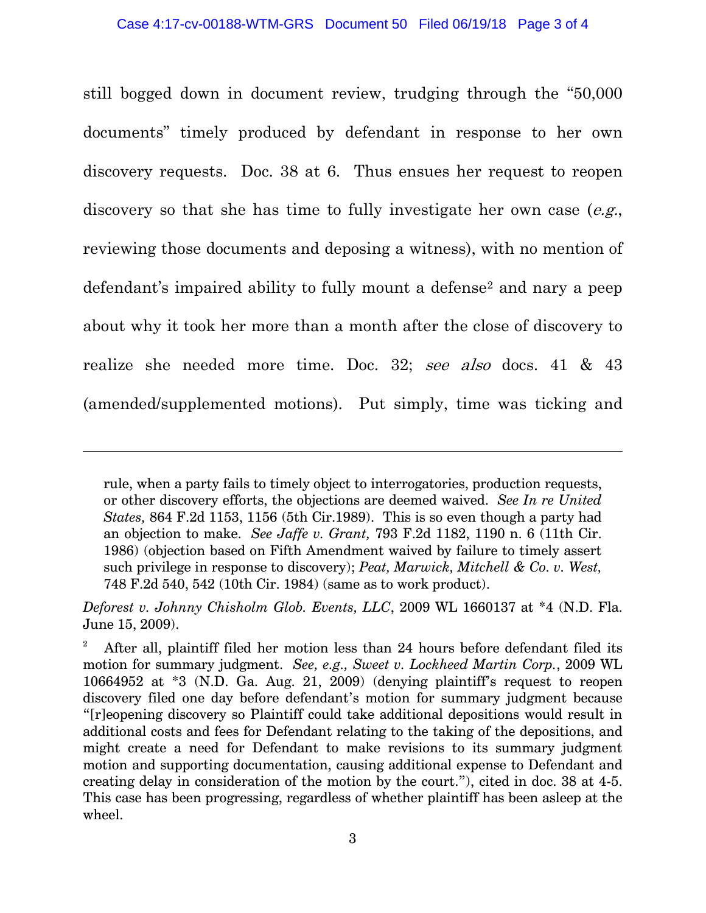still bogged down in document review, trudging through the "50,000 documents" timely produced by defendant in response to her own discovery requests. Doc. 38 at 6. Thus ensues her request to reopen discovery so that she has time to fully investigate her own case (*e.g.*, reviewing those documents and deposing a witness), with no mention of defendant's impaired ability to fully mount a defense[2] and nary a peep about why it took her more than a month after the close of discovery to realize she needed more time. Doc. 32; *see also* docs. 41 & 43 (amended/supplemented motions). Put simply, time was ticking and

---

> rule, when a party fails to timely object to interrogatories, production requests, or other discovery efforts, the objections are deemed waived. *See In re United States,* 864 F.2d 1153, 1156 (5th Cir.1989). This is so even though a party had an objection to make. *See Jaffe v. Grant,* 793 F.2d 1182, 1190 n. 6 (11th Cir. 1986) (objection based on Fifth Amendment waived by failure to timely assert such privilege in response to discovery); *Peat, Marwick, Mitchell & Co. v. West,* 748 F.2d 540, 542 (10th Cir. 1984) (same as to work product).

*Deforest v. Johnny Chisholm Glob. Events, LLC*, 2009 WL 1660137 at *4 (N.D. Fla. June 15, 2009).

[2] After all, plaintiff filed her motion less than 24 hours before defendant filed its motion for summary judgment. *See, e.g., Sweet v. Lockheed Martin Corp.*, 2009 WL 10664952 at *3 (N.D. Ga. Aug. 21, 2009) (denying plaintiff's request to reopen discovery filed one day before defendant's motion for summary judgment because "[r]eopening discovery so Plaintiff could take additional depositions would result in additional costs and fees for Defendant relating to the taking of the depositions, and might create a need for Defendant to make revisions to its summary judgment motion and supporting documentation, causing additional expense to Defendant and creating delay in consideration of the motion by the court."), cited in doc. 38 at 4-5. This case has been progressing, regardless of whether plaintiff has been asleep at the wheel.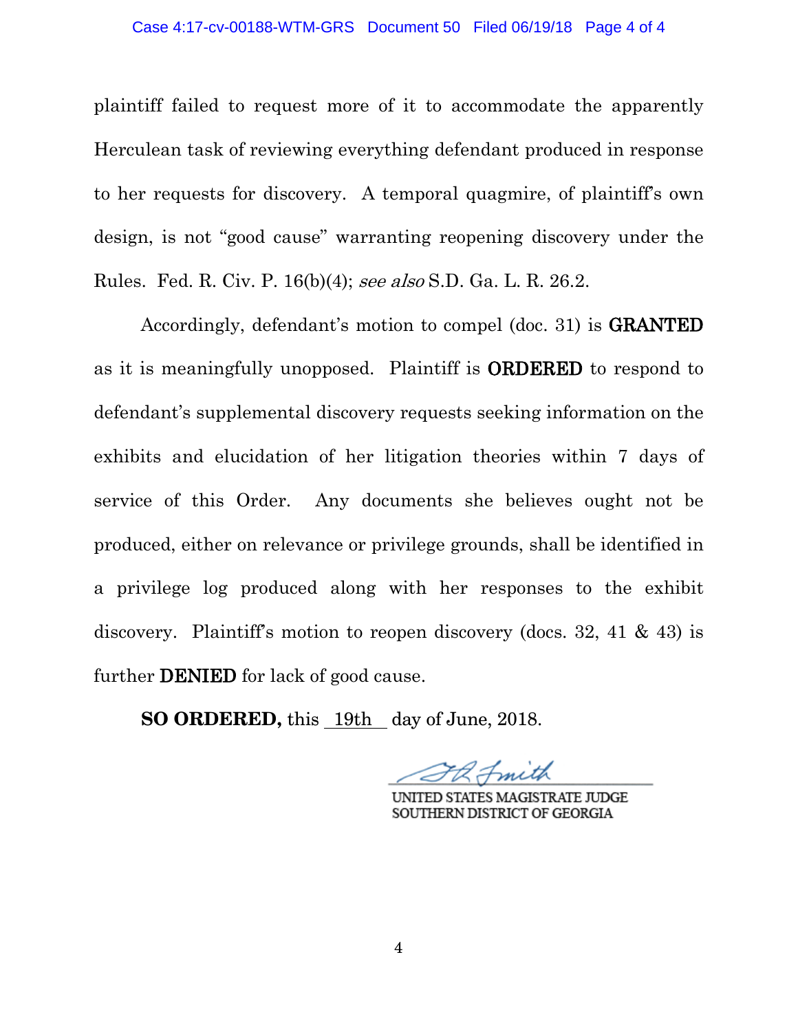plaintiff failed to request more of it to accommodate the apparently Herculean task of reviewing everything defendant produced in response to her requests for discovery. A temporal quagmire, of plaintiff's own design, is not "good cause" warranting reopening discovery under the Rules. Fed. R. Civ. P. 16(b)(4); *see also* S.D. Ga. L. R. 26.2.

Accordingly, defendant's motion to compel (doc. 31) is **GRANTED** as it is meaningfully unopposed. Plaintiff is **ORDERED** to respond to defendant's supplemental discovery requests seeking information on the exhibits and elucidation of her litigation theories within 7 days of service of this Order. Any documents she believes ought not be produced, either on relevance or privilege grounds, shall be identified in a privilege log produced along with her responses to the exhibit discovery. Plaintiff's motion to reopen discovery (docs. 32, 41 & 43) is further **DENIED** for lack of good cause.

**SO ORDERED,** this 19th day of June, 2018.

UNITED STATES MAGISTRATE JUDGE
SOUTHERN DISTRICT OF GEORGIA